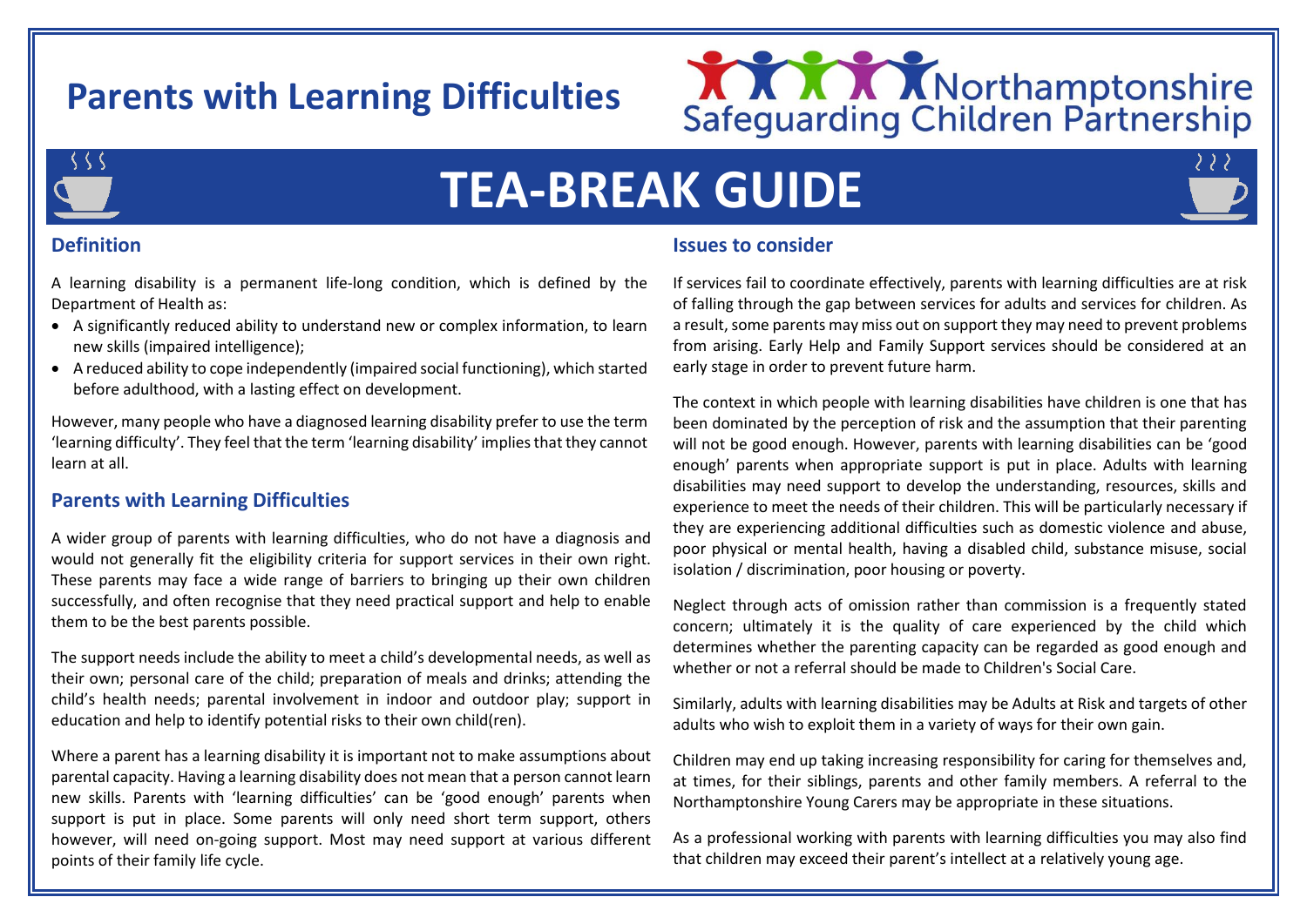# Parents with Learning Difficulties

Northamptonshire Safeguarding Children Partnership

# TEA-BREAK GUIDE

## Definition

A learning disability is a permanent life-long condition, which is defined by the Department of Health as:

- A significantly reduced ability to understand new or complex information, to learn new skills (impaired intelligence);
- A reduced ability to cope independently (impaired social functioning), which started before adulthood, with a lasting effect on development.

However, many people who have a diagnosed learning disability prefer to use the term 'learning difficulty'. They feel that the term 'learning disability' implies that they cannot learn at all.

## Parents with Learning Difficulties

A wider group of parents with learning difficulties, who do not have a diagnosis and would not generally fit the eligibility criteria for support services in their own right. These parents may face a wide range of barriers to bringing up their own children successfully, and often recognise that they need practical support and help to enable them to be the best parents possible.

The support needs include the ability to meet a child's developmental needs, as well as their own; personal care of the child; preparation of meals and drinks; attending the child's health needs; parental involvement in indoor and outdoor play; support in education and help to identify potential risks to their own child(ren).

Where a parent has a learning disability it is important not to make assumptions about parental capacity. Having a learning disability does not mean that a person cannot learn new skills. Parents with 'learning difficulties' can be 'good enough' parents when support is put in place. Some parents will only need short term support, others however, will need on-going support. Most may need support at various different points of their family life cycle.

## Issues to consider

If services fail to coordinate effectively, parents with learning difficulties are at risk of falling through the gap between services for adults and services for children. As a result, some parents may miss out on support they may need to prevent problems from arising. Early Help and Family Support services should be considered at an early stage in order to prevent future harm.

The context in which people with learning disabilities have children is one that has been dominated by the perception of risk and the assumption that their parenting will not be good enough. However, parents with learning disabilities can be 'good enough' parents when appropriate support is put in place. Adults with learning disabilities may need support to develop the understanding, resources, skills and experience to meet the needs of their children. This will be particularly necessary if they are experiencing additional difficulties such as domestic violence and abuse, poor physical or mental health, having a disabled child, substance misuse, social isolation / discrimination, poor housing or poverty.

Neglect through acts of omission rather than commission is a frequently stated concern; ultimately it is the quality of care experienced by the child which determines whether the parenting capacity can be regarded as good enough and whether or not a referral should be made to Children's Social Care.

Similarly, adults with learning disabilities may be Adults at Risk and targets of other adults who wish to exploit them in a variety of ways for their own gain.

Children may end up taking increasing responsibility for caring for themselves and, at times, for their siblings, parents and other family members. A referral to the Northamptonshire Young Carers may be appropriate in these situations.

As a professional working with parents with learning difficulties you may also find that children may exceed their parent's intellect at a relatively young age.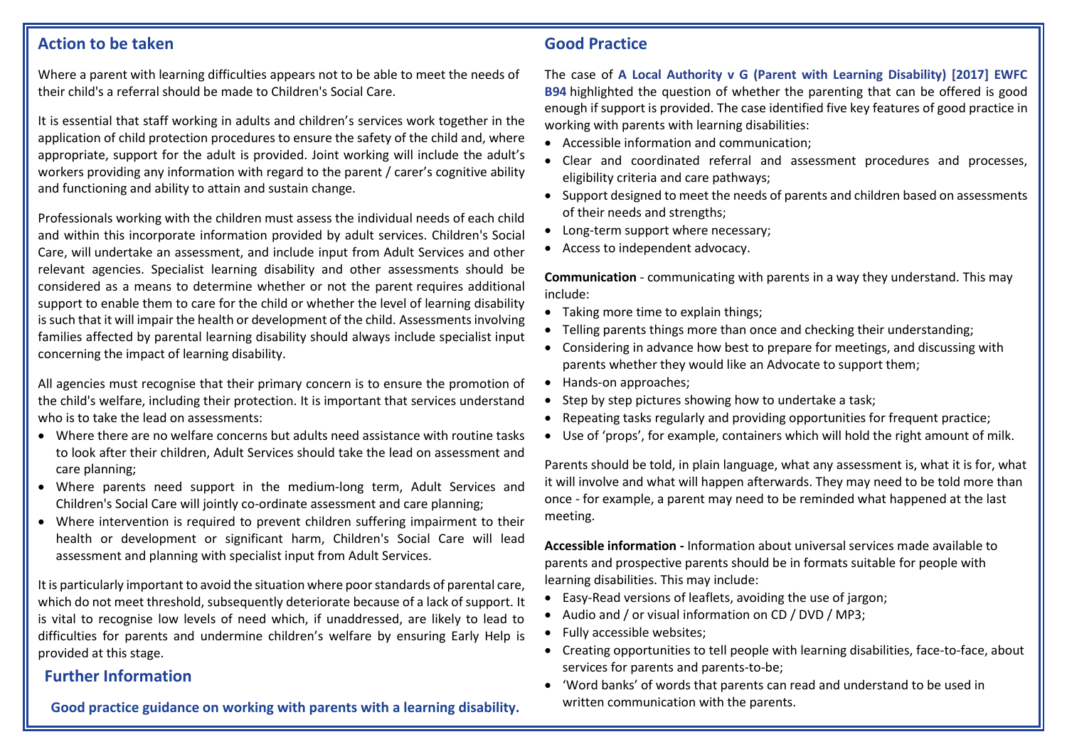## Action to be taken

Where a parent with learning difficulties appears not to be able to meet the needs of their child's a referral should be made to Children's Social Care.

It is essential that staff working in adults and children's services work together in the application of child protection procedures to ensure the safety of the child and, where appropriate, support for the adult is provided. Joint working will include the adult's workers providing any information with regard to the parent / carer's cognitive ability and functioning and ability to attain and sustain change.

Professionals working with the children must assess the individual needs of each child and within this incorporate information provided by adult services. Children's Social Care, will undertake an assessment, and include input from Adult Services and other relevant agencies. Specialist learning disability and other assessments should be considered as a means to determine whether or not the parent requires additional support to enable them to care for the child or whether the level of learning disability is such that it will impair the health or development of the child. Assessments involving families affected by parental learning disability should always include specialist input concerning the impact of learning disability.

All agencies must recognise that their primary concern is to ensure the promotion of the child's welfare, including their protection. It is important that services understand who is to take the lead on assessments:

- Where there are no welfare concerns but adults need assistance with routine tasks to look after their children, Adult Services should take the lead on assessment and care planning;
- Where parents need support in the medium-long term, Adult Services and Children's Social Care will jointly co-ordinate assessment and care planning;
- Where intervention is required to prevent children suffering impairment to their health or development or significant harm, Children's Social Care will lead assessment and planning with specialist input from Adult Services.

It is particularly important to avoid the situation where poor standards of parental care, which do not meet threshold, subsequently deteriorate because of a lack of support. It is vital to recognise low levels of need which, if unaddressed, are likely to lead to difficulties for parents and undermine children's welfare by ensuring Early Help is provided at this stage.

## Further Information

**Good practice guidance on working with parents with a learning disability.**

## Good Practice

The case of **A Local Authority v G (Parent with Learning Disability) [2017] EWFC B94** highlighted the question of whether the parenting that can be offered is good enough if support is provided. The case identified five key features of good practice in working with parents with learning disabilities:

- Accessible information and communication;
- Clear and coordinated referral and assessment procedures and processes, eligibility criteria and care pathways;
- Support designed to meet the needs of parents and children based on assessments of their needs and strengths;
- Long-term support where necessary;
- Access to independent advocacy.

**Communication** - communicating with parents in a way they understand. This may include:

- Taking more time to explain things;
- Telling parents things more than once and checking their understanding;
- Considering in advance how best to prepare for meetings, and discussing with parents whether they would like an Advocate to support them;
- Hands-on approaches;
- Step by step pictures showing how to undertake a task;
- Repeating tasks regularly and providing opportunities for frequent practice;
- Use of 'props', for example, containers which will hold the right amount of milk.

Parents should be told, in plain language, what any assessment is, what it is for, what it will involve and what will happen afterwards. They may need to be told more than once - for example, a parent may need to be reminded what happened at the last meeting.

**Accessible information -** Information about universal services made available to parents and prospective parents should be in formats suitable for people with learning disabilities. This may include:

- Easy-Read versions of leaflets, avoiding the use of jargon;
- Audio and / or visual information on CD / DVD / MP3;
- Fully accessible websites;
- Creating opportunities to tell people with learning disabilities, face-to-face, about services for parents and parents-to-be;
- 'Word banks' of words that parents can read and understand to be used in written communication with the parents.